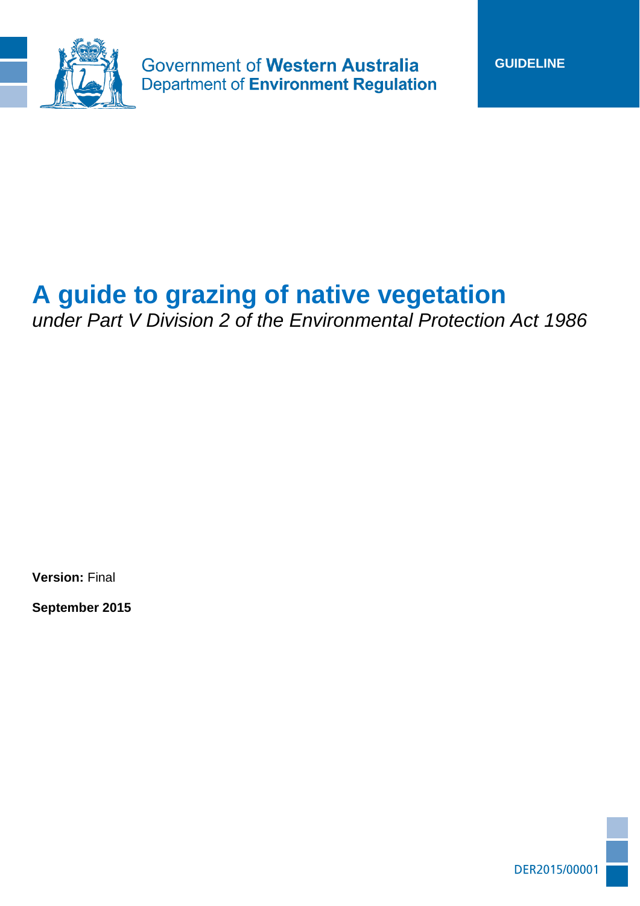Government of **Western Australia**
Department of **Environment Regulation**

**GUIDELINE**

# A guide to grazing of native vegetation

*under Part V Division 2 of the Environmental Protection Act 1986*

**Version:** Final

**September 2015**

DER2015/00001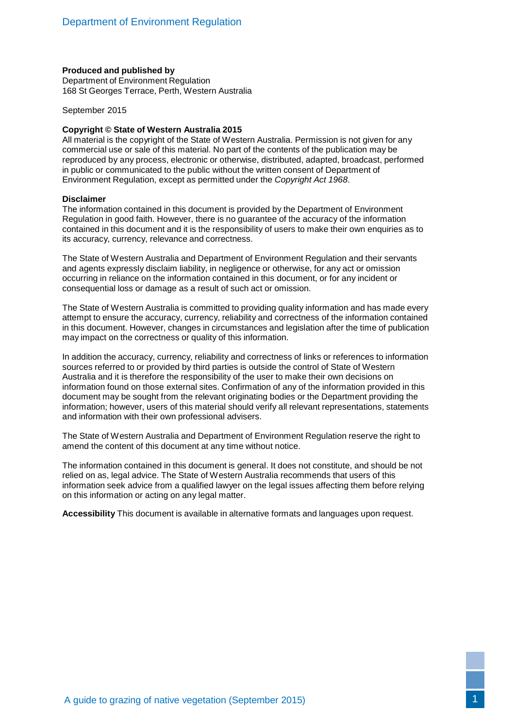**Produced and published by**
Department of Environment Regulation
168 St Georges Terrace, Perth, Western Australia

September 2015

**Copyright © State of Western Australia 2015**
All material is the copyright of the State of Western Australia. Permission is not given for any commercial use or sale of this material. No part of the contents of the publication may be reproduced by any process, electronic or otherwise, distributed, adapted, broadcast, performed in public or communicated to the public without the written consent of Department of Environment Regulation, except as permitted under the *Copyright Act 1968*.

**Disclaimer**
The information contained in this document is provided by the Department of Environment Regulation in good faith. However, there is no guarantee of the accuracy of the information contained in this document and it is the responsibility of users to make their own enquiries as to its accuracy, currency, relevance and correctness.

The State of Western Australia and Department of Environment Regulation and their servants and agents expressly disclaim liability, in negligence or otherwise, for any act or omission occurring in reliance on the information contained in this document, or for any incident or consequential loss or damage as a result of such act or omission.

The State of Western Australia is committed to providing quality information and has made every attempt to ensure the accuracy, currency, reliability and correctness of the information contained in this document. However, changes in circumstances and legislation after the time of publication may impact on the correctness or quality of this information.

In addition the accuracy, currency, reliability and correctness of links or references to information sources referred to or provided by third parties is outside the control of State of Western Australia and it is therefore the responsibility of the user to make their own decisions on information found on those external sites. Confirmation of any of the information provided in this document may be sought from the relevant originating bodies or the Department providing the information; however, users of this material should verify all relevant representations, statements and information with their own professional advisers.

The State of Western Australia and Department of Environment Regulation reserve the right to amend the content of this document at any time without notice.

The information contained in this document is general. It does not constitute, and should be not relied on as, legal advice. The State of Western Australia recommends that users of this information seek advice from a qualified lawyer on the legal issues affecting them before relying on this information or acting on any legal matter.

**Accessibility** This document is available in alternative formats and languages upon request.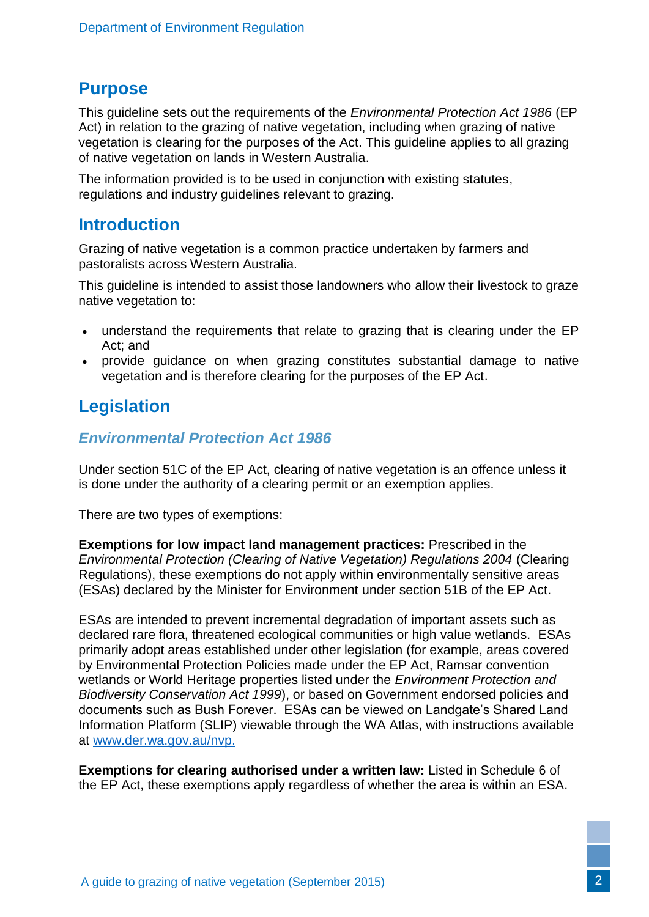## Purpose

This guideline sets out the requirements of the *Environmental Protection Act 1986* (EP Act) in relation to the grazing of native vegetation, including when grazing of native vegetation is clearing for the purposes of the Act. This guideline applies to all grazing of native vegetation on lands in Western Australia.

The information provided is to be used in conjunction with existing statutes, regulations and industry guidelines relevant to grazing.

## Introduction

Grazing of native vegetation is a common practice undertaken by farmers and pastoralists across Western Australia.

This guideline is intended to assist those landowners who allow their livestock to graze native vegetation to:

- understand the requirements that relate to grazing that is clearing under the EP Act; and
- provide guidance on when grazing constitutes substantial damage to native vegetation and is therefore clearing for the purposes of the EP Act.

## Legislation

### *Environmental Protection Act 1986*

Under section 51C of the EP Act, clearing of native vegetation is an offence unless it is done under the authority of a clearing permit or an exemption applies.

There are two types of exemptions:

**Exemptions for low impact land management practices:** Prescribed in the *Environmental Protection (Clearing of Native Vegetation) Regulations 2004* (Clearing Regulations), these exemptions do not apply within environmentally sensitive areas (ESAs) declared by the Minister for Environment under section 51B of the EP Act.

ESAs are intended to prevent incremental degradation of important assets such as declared rare flora, threatened ecological communities or high value wetlands. ESAs primarily adopt areas established under other legislation (for example, areas covered by Environmental Protection Policies made under the EP Act, Ramsar convention wetlands or World Heritage properties listed under the *Environment Protection and Biodiversity Conservation Act 1999*), or based on Government endorsed policies and documents such as Bush Forever. ESAs can be viewed on Landgate's Shared Land Information Platform (SLIP) viewable through the WA Atlas, with instructions available at [www.der.wa.gov.au/nvp.](http://www.der.wa.gov.au/nvp)

**Exemptions for clearing authorised under a written law:** Listed in Schedule 6 of the EP Act, these exemptions apply regardless of whether the area is within an ESA.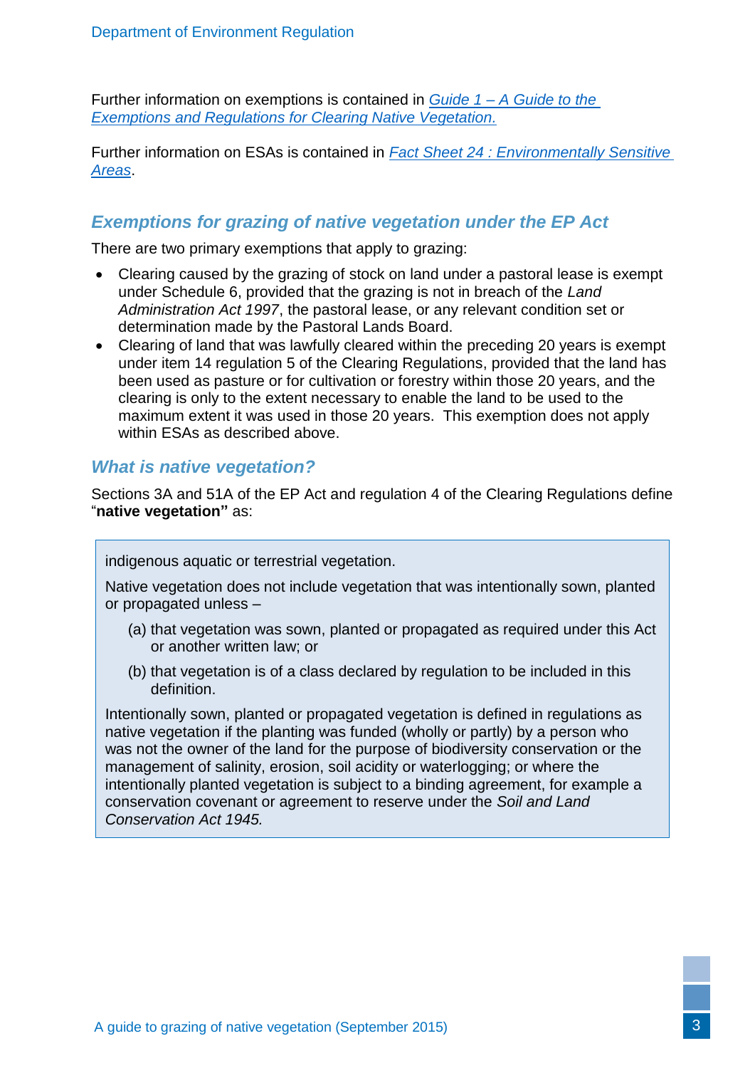Further information on exemptions is contained in *Guide 1 – A Guide to the Exemptions and Regulations for Clearing Native Vegetation.*

Further information on ESAs is contained in *Fact Sheet 24 : Environmentally Sensitive Areas*.

## *Exemptions for grazing of native vegetation under the EP Act*

There are two primary exemptions that apply to grazing:

- Clearing caused by the grazing of stock on land under a pastoral lease is exempt under Schedule 6, provided that the grazing is not in breach of the *Land Administration Act 1997*, the pastoral lease, or any relevant condition set or determination made by the Pastoral Lands Board.
- Clearing of land that was lawfully cleared within the preceding 20 years is exempt under item 14 regulation 5 of the Clearing Regulations, provided that the land has been used as pasture or for cultivation or forestry within those 20 years, and the clearing is only to the extent necessary to enable the land to be used to the maximum extent it was used in those 20 years. This exemption does not apply within ESAs as described above.

## *What is native vegetation?*

Sections 3A and 51A of the EP Act and regulation 4 of the Clearing Regulations define "**native vegetation"** as:

> indigenous aquatic or terrestrial vegetation.
>
> Native vegetation does not include vegetation that was intentionally sown, planted or propagated unless –
>
> (a) that vegetation was sown, planted or propagated as required under this Act or another written law; or
>
> (b) that vegetation is of a class declared by regulation to be included in this definition.
>
> Intentionally sown, planted or propagated vegetation is defined in regulations as native vegetation if the planting was funded (wholly or partly) by a person who was not the owner of the land for the purpose of biodiversity conservation or the management of salinity, erosion, soil acidity or waterlogging; or where the intentionally planted vegetation is subject to a binding agreement, for example a conservation covenant or agreement to reserve under the *Soil and Land Conservation Act 1945.*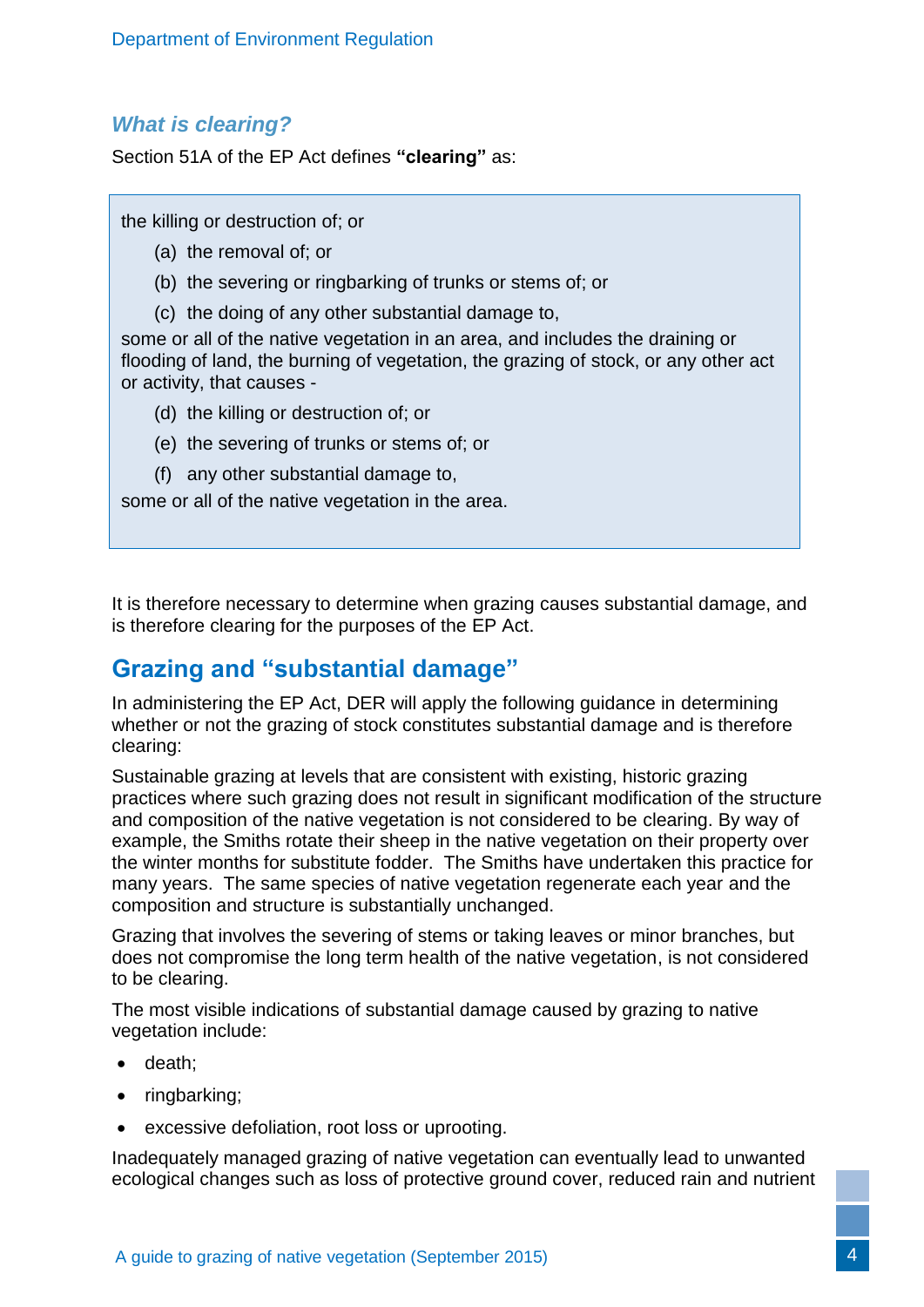### *What is clearing?*

Section 51A of the EP Act defines **"clearing"** as:

> the killing or destruction of; or
>
> (a) the removal of; or
>
> (b) the severing or ringbarking of trunks or stems of; or
>
> (c) the doing of any other substantial damage to,
>
> some or all of the native vegetation in an area, and includes the draining or flooding of land, the burning of vegetation, the grazing of stock, or any other act or activity, that causes -
>
> (d) the killing or destruction of; or
>
> (e) the severing of trunks or stems of; or
>
> (f) any other substantial damage to,
>
> some or all of the native vegetation in the area.

It is therefore necessary to determine when grazing causes substantial damage, and is therefore clearing for the purposes of the EP Act.

## Grazing and "substantial damage"

In administering the EP Act, DER will apply the following guidance in determining whether or not the grazing of stock constitutes substantial damage and is therefore clearing:

Sustainable grazing at levels that are consistent with existing, historic grazing practices where such grazing does not result in significant modification of the structure and composition of the native vegetation is not considered to be clearing. By way of example, the Smiths rotate their sheep in the native vegetation on their property over the winter months for substitute fodder. The Smiths have undertaken this practice for many years. The same species of native vegetation regenerate each year and the composition and structure is substantially unchanged.

Grazing that involves the severing of stems or taking leaves or minor branches, but does not compromise the long term health of the native vegetation, is not considered to be clearing.

The most visible indications of substantial damage caused by grazing to native vegetation include:

- death;
- ringbarking;
- excessive defoliation, root loss or uprooting.

Inadequately managed grazing of native vegetation can eventually lead to unwanted ecological changes such as loss of protective ground cover, reduced rain and nutrient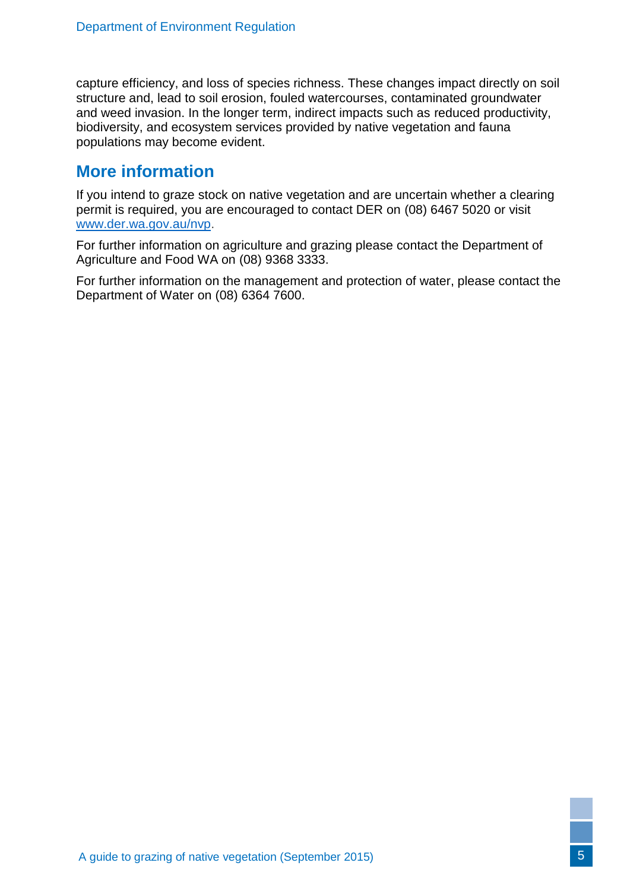capture efficiency, and loss of species richness. These changes impact directly on soil structure and, lead to soil erosion, fouled watercourses, contaminated groundwater and weed invasion. In the longer term, indirect impacts such as reduced productivity, biodiversity, and ecosystem services provided by native vegetation and fauna populations may become evident.

## More information

If you intend to graze stock on native vegetation and are uncertain whether a clearing permit is required, you are encouraged to contact DER on (08) 6467 5020 or visit [www.der.wa.gov.au/nvp](http://www.der.wa.gov.au/nvp).

For further information on agriculture and grazing please contact the Department of Agriculture and Food WA on (08) 9368 3333.

For further information on the management and protection of water, please contact the Department of Water on (08) 6364 7600.